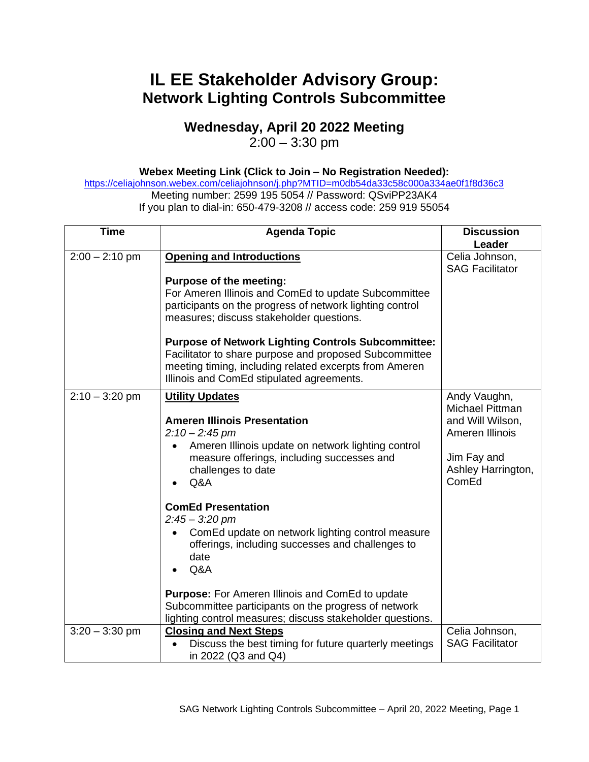# IL EE Stakeholder Advisory Group:
## Network Lighting Controls Subcommittee

### Wednesday, April 20 2022 Meeting
2:00 – 3:30 pm

**Webex Meeting Link (Click to Join – No Registration Needed):**
https://celiajohnson.webex.com/celiajohnson/j.php?MTID=m0db54da33c58c000a334ae0f1f8d36c3
Meeting number: 2599 195 5054 // Password: QSviPP23AK4
If you plan to dial-in: 650-479-3208 // access code: 259 919 55054

| Time | Agenda Topic | Discussion Leader |
|---|---|---|
| 2:00 – 2:10 pm | **Opening and Introductions**<br><br>**Purpose of the meeting:**<br>For Ameren Illinois and ComEd to update Subcommittee participants on the progress of network lighting control measures; discuss stakeholder questions.<br><br>**Purpose of Network Lighting Controls Subcommittee:**<br>Facilitator to share purpose and proposed Subcommittee meeting timing, including related excerpts from Ameren Illinois and ComEd stipulated agreements. | Celia Johnson, SAG Facilitator |
| 2:10 – 3:20 pm | **Utility Updates**<br><br>**Ameren Illinois Presentation**<br>*2:10 – 2:45 pm*<br>• Ameren Illinois update on network lighting control measure offerings, including successes and challenges to date<br>• Q&A<br><br>**ComEd Presentation**<br>*2:45 – 3:20 pm*<br>• ComEd update on network lighting control measure offerings, including successes and challenges to date<br>• Q&A<br><br>**Purpose:** For Ameren Illinois and ComEd to update Subcommittee participants on the progress of network lighting control measures; discuss stakeholder questions. | Andy Vaughn, Michael Pittman and Will Wilson, Ameren Illinois<br><br>Jim Fay and Ashley Harrington, ComEd |
| 3:20 – 3:30 pm | **Closing and Next Steps**<br>• Discuss the best timing for future quarterly meetings in 2022 (Q3 and Q4) | Celia Johnson, SAG Facilitator |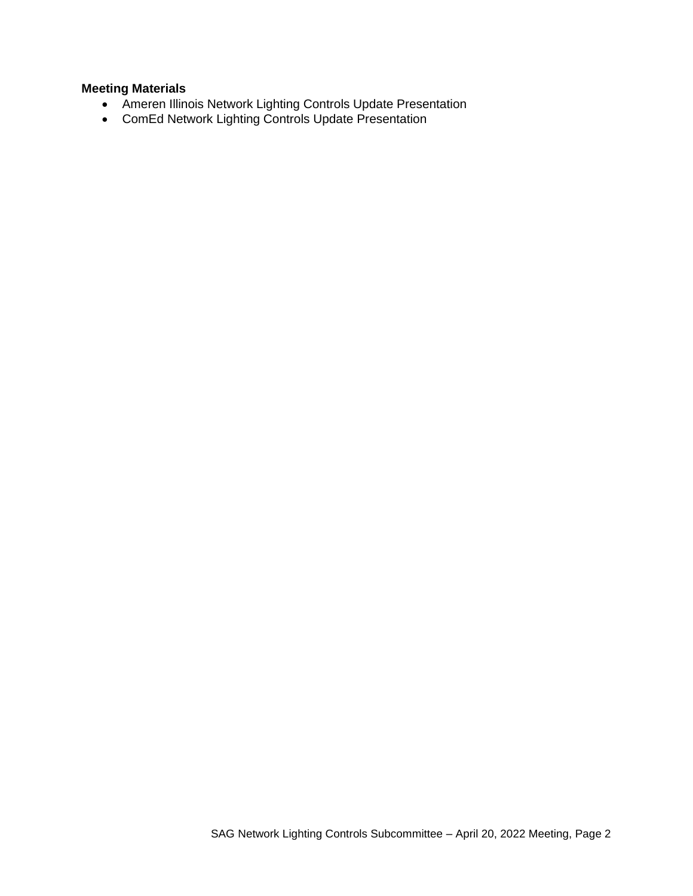**Meeting Materials**

- Ameren Illinois Network Lighting Controls Update Presentation
- ComEd Network Lighting Controls Update Presentation